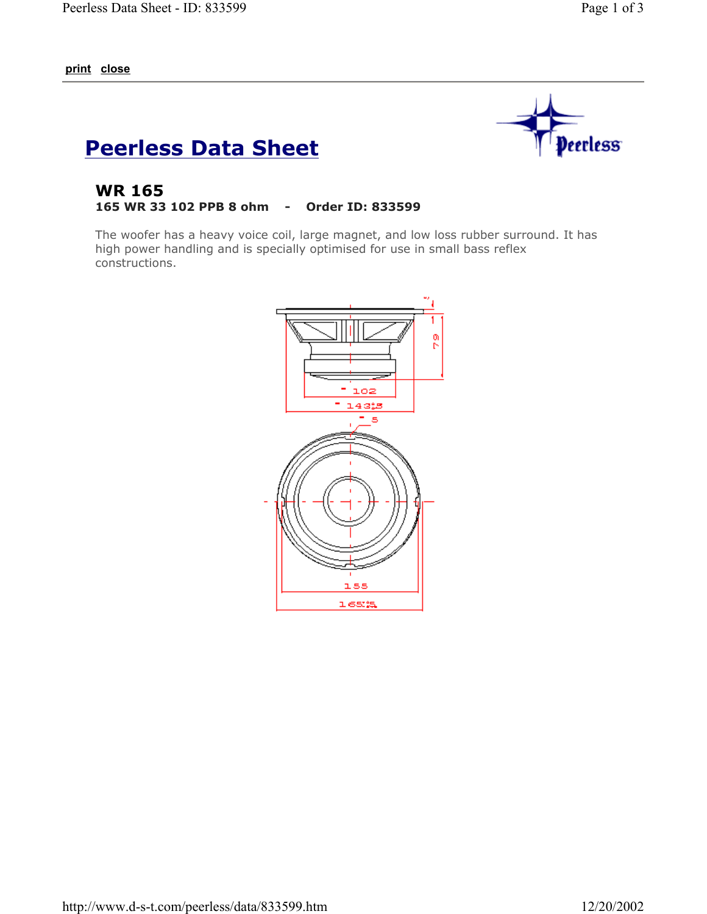print close

# Peerless Data Sheet

## WR 165

**165 WR 33 102 PPB 8 ohm - Order ID: 833599**

The woofer has a heavy voice coil, large magnet, and low loss rubber surround. It has high power handling and is specially optimised for use in small bass reflex constructions.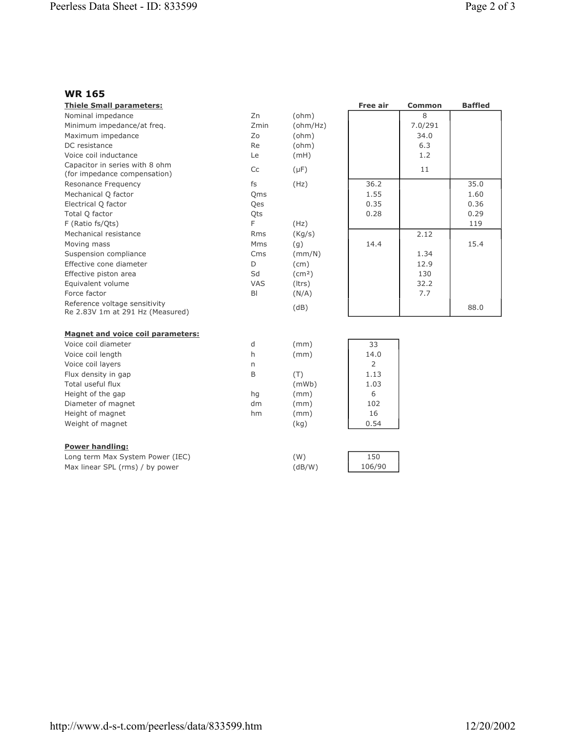## WR 165

| Thiele Small parameters: | | | Free air | Common | Baffled |
|---|---|---|---|---|---|
| Nominal impedance | Zn | (ohm) | | 8 | |
| Minimum impedance/at freq. | Zmin | (ohm/Hz) | | 7.0/291 | |
| Maximum impedance | Zo | (ohm) | | 34.0 | |
| DC resistance | Re | (ohm) | | 6.3 | |
| Voice coil inductance | Le | (mH) | | 1.2 | |
| Capacitor in series with 8 ohm (for impedance compensation) | Cc | (µF) | | 11 | |
| Resonance Frequency | fs | (Hz) | 36.2 | | 35.0 |
| Mechanical Q factor | Qms | | 1.55 | | 1.60 |
| Electrical Q factor | Qes | | 0.35 | | 0.36 |
| Total Q factor | Qts | | 0.28 | | 0.29 |
| F (Ratio fs/Qts) | F | (Hz) | | | 119 |
| Mechanical resistance | Rms | (Kg/s) | | 2.12 | |
| Moving mass | Mms | (g) | 14.4 | | 15.4 |
| Suspension compliance | Cms | (mm/N) | | 1.34 | |
| Effective cone diameter | D | (cm) | | 12.9 | |
| Effective piston area | Sd | (cm²) | | 130 | |
| Equivalent volume | VAS | (ltrs) | | 32.2 | |
| Force factor | Bl | (N/A) | | 7.7 | |
| Reference voltage sensitivity Re 2.83V 1m at 291 Hz (Measured) | | (dB) | | | 88.0 |

| Magnet and voice coil parameters: | | | |
|---|---|---|---|
| Voice coil diameter | d | (mm) | 33 |
| Voice coil length | h | (mm) | 14.0 |
| Voice coil layers | n | | 2 |
| Flux density in gap | B | (T) | 1.13 |
| Total useful flux | | (mWb) | 1.03 |
| Height of the gap | hg | (mm) | 6 |
| Diameter of magnet | dm | (mm) | 102 |
| Height of magnet | hm | (mm) | 16 |
| Weight of magnet | | (kg) | 0.54 |

| Power handling: | | |
|---|---|---|
| Long term Max System Power (IEC) | (W) | 150 |
| Max linear SPL (rms) / by power | (dB/W) | 106/90 |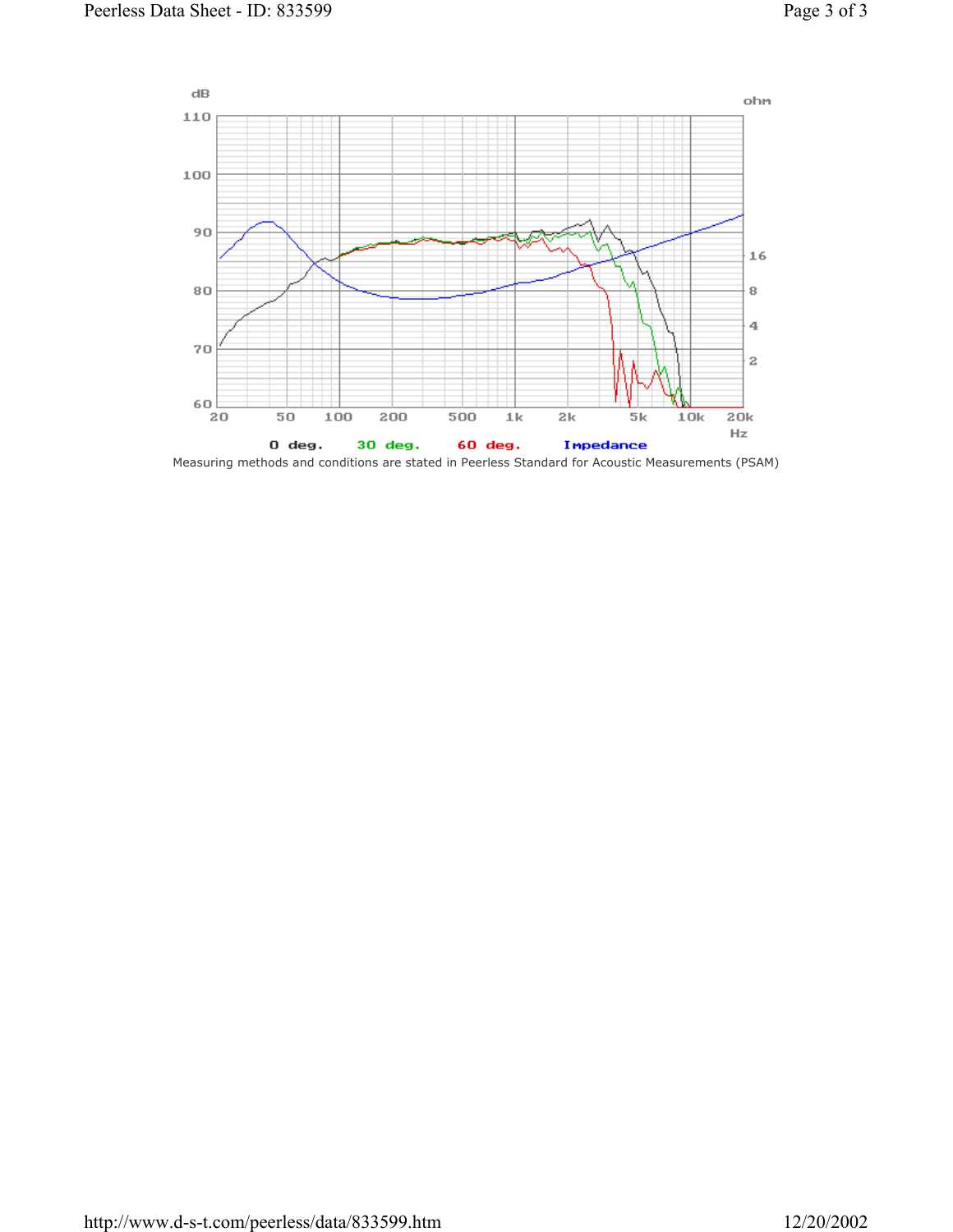dB

110

100

90

80

70

60

ohm

16

8

4

2

20 50 100 200 500 1k 2k 5k 10k 20k

Hz

0 deg. 30 deg. 60 deg. Impedance

Measuring methods and conditions are stated in Peerless Standard for Acoustic Measurements (PSAM)